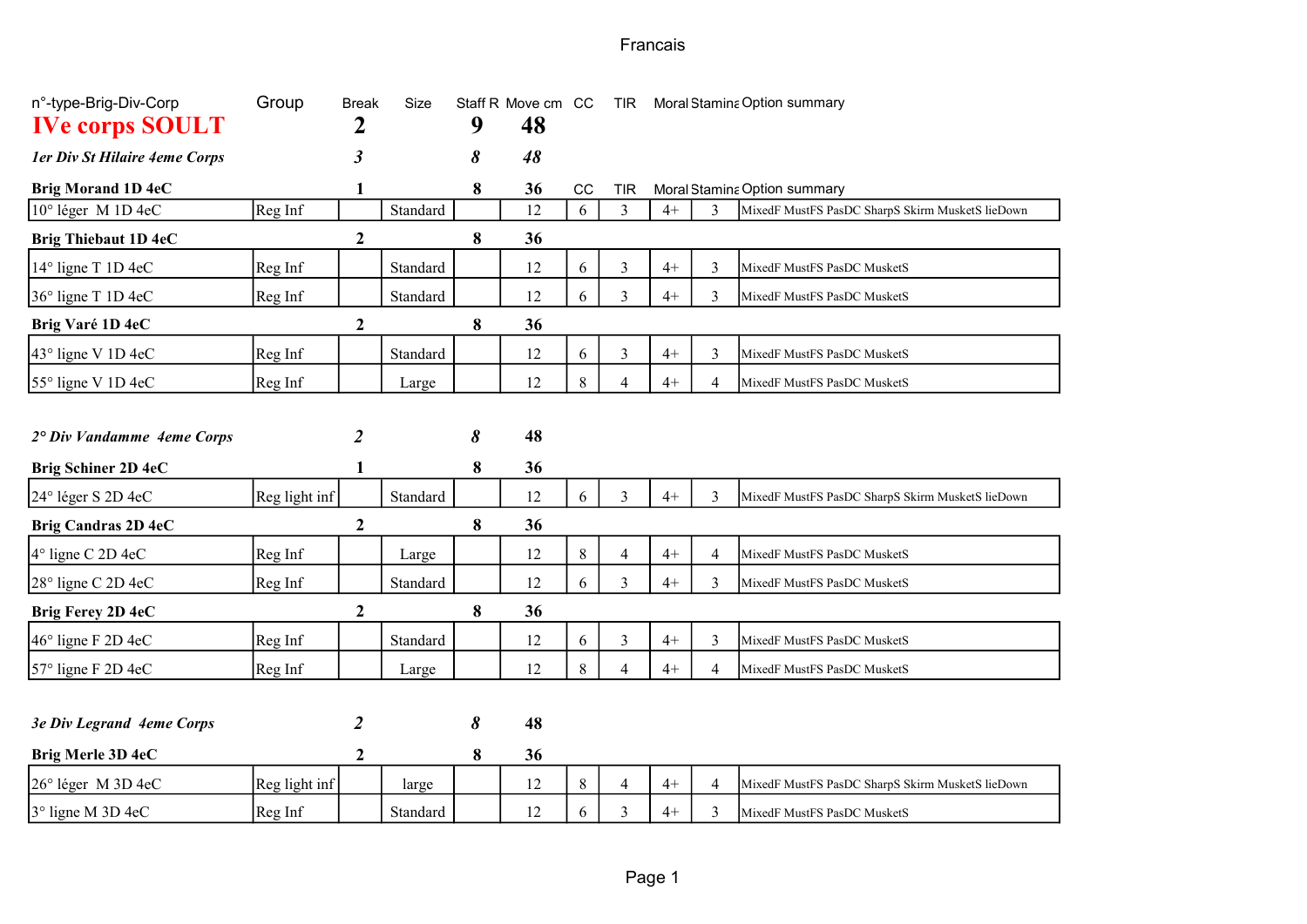Francais

| n°-type-Brig-Div-Corp | Group | Break | Size | Staff R | Move cm | CC | TIR | Moral | Stamina | Option summary |
|---|---|---|---|---|---|---|---|---|---|---|
| **IVe corps SOULT** | | **2** | | **9** | **48** | | | | | |
| ***1er Div St Hilaire 4eme Corps*** | | ***3*** | | ***8*** | ***48*** | | | | | |
| **Brig Morand 1D 4eC** | | **1** | | **8** | **36** | CC | TIR | Moral | Stamina | Option summary |
| 10° léger M 1D 4eC | Reg Inf | | Standard | | 12 | 6 | 3 | 4+ | 3 | MixedF MustFS PasDC SharpS Skirm MusketS lieDown |
| **Brig Thiebaut 1D 4eC** | | **2** | | **8** | **36** | | | | | |
| 14° ligne T 1D 4eC | Reg Inf | | Standard | | 12 | 6 | 3 | 4+ | 3 | MixedF MustFS PasDC MusketS |
| 36° ligne T 1D 4eC | Reg Inf | | Standard | | 12 | 6 | 3 | 4+ | 3 | MixedF MustFS PasDC MusketS |
| **Brig Varé 1D 4eC** | | **2** | | **8** | **36** | | | | | |
| 43° ligne V 1D 4eC | Reg Inf | | Standard | | 12 | 6 | 3 | 4+ | 3 | MixedF MustFS PasDC MusketS |
| 55° ligne V 1D 4eC | Reg Inf | | Large | | 12 | 8 | 4 | 4+ | 4 | MixedF MustFS PasDC MusketS |
| ***2° Div Vandamme 4eme Corps*** | | ***2*** | | ***8*** | **48** | | | | | |
| **Brig Schiner 2D 4eC** | | **1** | | **8** | **36** | | | | | |
| 24° léger S 2D 4eC | Reg light inf | | Standard | | 12 | 6 | 3 | 4+ | 3 | MixedF MustFS PasDC SharpS Skirm MusketS lieDown |
| **Brig Candras 2D 4eC** | | **2** | | **8** | **36** | | | | | |
| 4° ligne C 2D 4eC | Reg Inf | | Large | | 12 | 8 | 4 | 4+ | 4 | MixedF MustFS PasDC MusketS |
| 28° ligne C 2D 4eC | Reg Inf | | Standard | | 12 | 6 | 3 | 4+ | 3 | MixedF MustFS PasDC MusketS |
| **Brig Ferey 2D 4eC** | | **2** | | **8** | **36** | | | | | |
| 46° ligne F 2D 4eC | Reg Inf | | Standard | | 12 | 6 | 3 | 4+ | 3 | MixedF MustFS PasDC MusketS |
| 57° ligne F 2D 4eC | Reg Inf | | Large | | 12 | 8 | 4 | 4+ | 4 | MixedF MustFS PasDC MusketS |
| ***3e Div Legrand 4eme Corps*** | | ***2*** | | ***8*** | **48** | | | | | |
| **Brig Merle 3D 4eC** | | **2** | | **8** | **36** | | | | | |
| 26° léger M 3D 4eC | Reg light inf | | large | | 12 | 8 | 4 | 4+ | 4 | MixedF MustFS PasDC SharpS Skirm MusketS lieDown |
| 3° ligne M 3D 4eC | Reg Inf | | Standard | | 12 | 6 | 3 | 4+ | 3 | MixedF MustFS PasDC MusketS |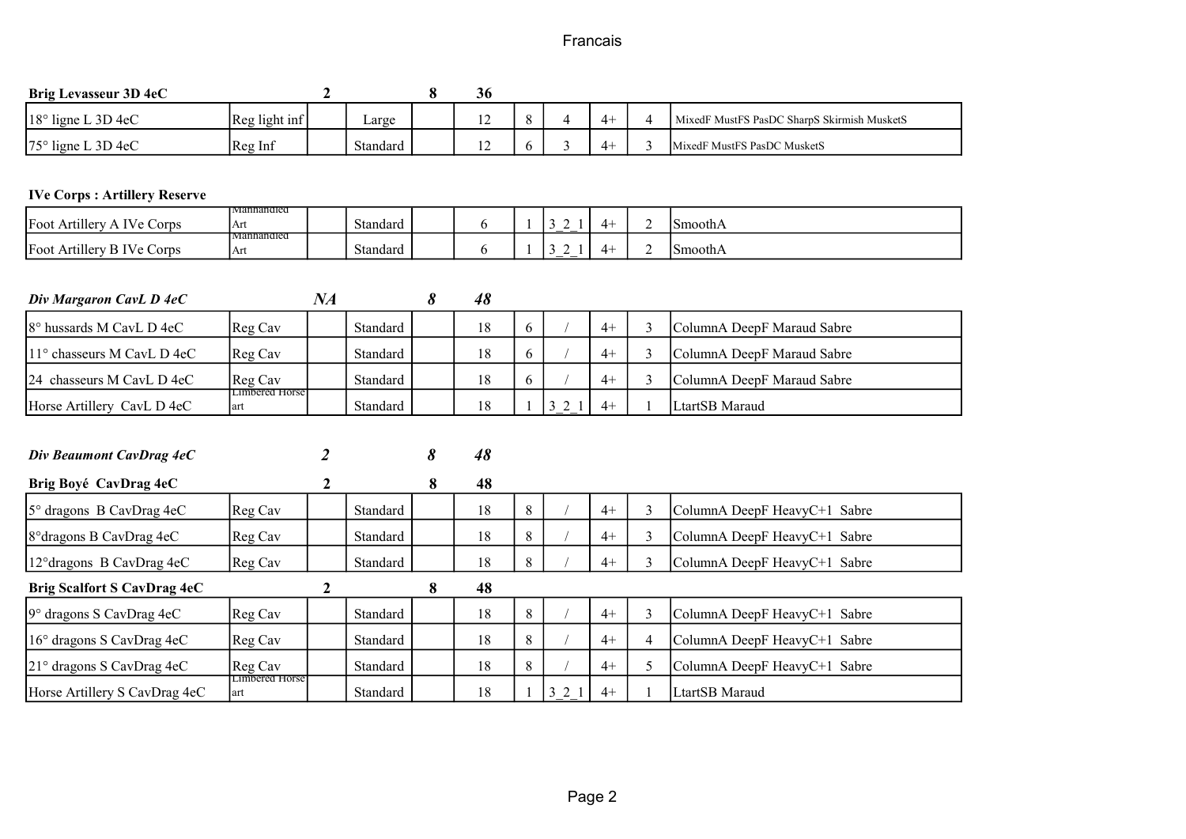**Brig Levasseur 3D 4eC** | 2 | 8 | 36

| | | | | | | | | | | |
|---|---|---|---|---|---|---|---|---|---|---|
| 18° ligne L 3D 4eC | Reg light inf | | Large | | 12 | 8 | 4 | 4+ | 4 | MixedF MustFS PasDC SharpS Skirmish MusketS |
| 75° ligne L 3D 4eC | Reg Inf | | Standard | | 12 | 6 | 3 | 4+ | 3 | MixedF MustFS PasDC MusketS |

**IVe Corps : Artillery Reserve**

| | | | | | | | | | | |
|---|---|---|---|---|---|---|---|---|---|---|
| Foot Artillery A IVe Corps | Manhandled Art | | Standard | | 6 | 1 | 3_2_1 | 4+ | 2 | SmoothA |
| Foot Artillery B IVe Corps | Manhandled Art | | Standard | | 6 | 1 | 3_2_1 | 4+ | 2 | SmoothA |

***Div Margaron CavL D 4eC*** | ***NA*** | ***8*** | ***48***

| | | | | | | | | | | |
|---|---|---|---|---|---|---|---|---|---|---|
| 8° hussards M CavL D 4eC | Reg Cav | | Standard | | 18 | 6 | / | 4+ | 3 | ColumnA DeepF Maraud Sabre |
| 11° chasseurs M CavL D 4eC | Reg Cav | | Standard | | 18 | 6 | / | 4+ | 3 | ColumnA DeepF Maraud Sabre |
| 24 chasseurs M CavL D 4eC | Reg Cav | | Standard | | 18 | 6 | / | 4+ | 3 | ColumnA DeepF Maraud Sabre |
| Horse Artillery CavL D 4eC | Limbered Horse art | | Standard | | 18 | 1 | 3_2_1 | 4+ | 1 | LtartSB Maraud |

***Div Beaumont CavDrag 4eC*** | ***2*** | ***8*** | ***48***

**Brig Boyé CavDrag 4eC** | 2 | 8 | 48

| | | | | | | | | | | |
|---|---|---|---|---|---|---|---|---|---|---|
| 5° dragons B CavDrag 4eC | Reg Cav | | Standard | | 18 | 8 | / | 4+ | 3 | ColumnA DeepF HeavyC+1 Sabre |
| 8°dragons B CavDrag 4eC | Reg Cav | | Standard | | 18 | 8 | / | 4+ | 3 | ColumnA DeepF HeavyC+1 Sabre |
| 12°dragons B CavDrag 4eC | Reg Cav | | Standard | | 18 | 8 | / | 4+ | 3 | ColumnA DeepF HeavyC+1 Sabre |

**Brig Scalfort S CavDrag 4eC** | 2 | 8 | 48

| | | | | | | | | | | |
|---|---|---|---|---|---|---|---|---|---|---|
| 9° dragons S CavDrag 4eC | Reg Cav | | Standard | | 18 | 8 | / | 4+ | 3 | ColumnA DeepF HeavyC+1 Sabre |
| 16° dragons S CavDrag 4eC | Reg Cav | | Standard | | 18 | 8 | / | 4+ | 4 | ColumnA DeepF HeavyC+1 Sabre |
| 21° dragons S CavDrag 4eC | Reg Cav | | Standard | | 18 | 8 | / | 4+ | 5 | ColumnA DeepF HeavyC+1 Sabre |
| Horse Artillery S CavDrag 4eC | Limbered Horse art | | Standard | | 18 | 1 | 3_2_1 | 4+ | 1 | LtartSB Maraud |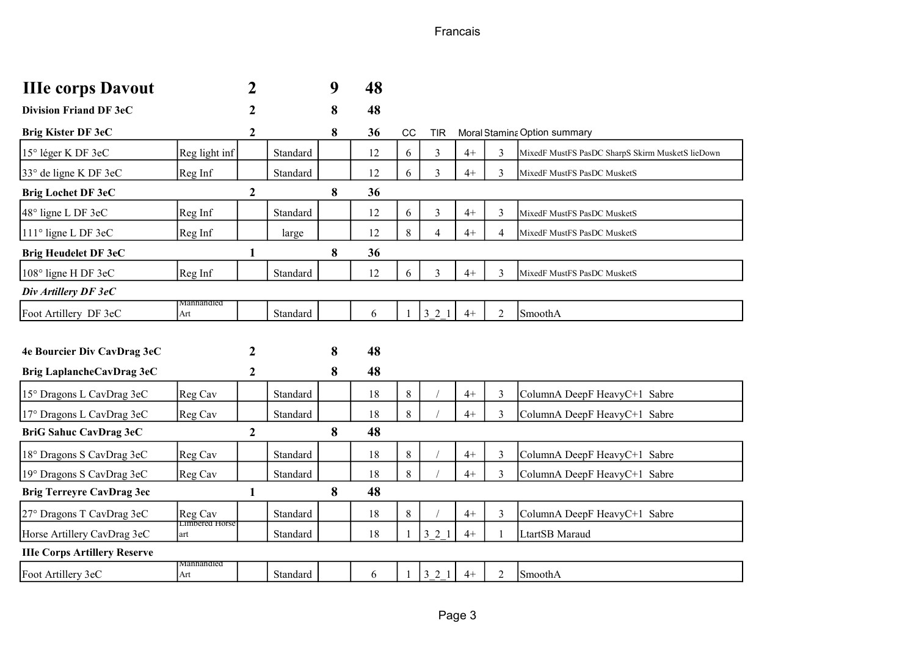# IIIe corps Davout

| | | | | | | | | | | |
|---|---|---|---|---|---|---|---|---|---|---|
| **IIIe corps Davout** | | **2** | | **9** | **48** | | | | | |
| **Division Friand DF 3eC** | | **2** | | **8** | **48** | | | | | |
| **Brig Kister DF 3eC** | | **2** | | **8** | **36** | CC | TIR | Moral | Stamina | Option summary |
| 15° léger K DF 3eC | Reg light inf | | Standard | | 12 | 6 | 3 | 4+ | 3 | MixedF MustFS PasDC SharpS Skirm MusketS lieDown |
| 33° de ligne K DF 3eC | Reg Inf | | Standard | | 12 | 6 | 3 | 4+ | 3 | MixedF MustFS PasDC MusketS |
| **Brig Lochet DF 3eC** | | **2** | | **8** | **36** | | | | | |
| 48° ligne L DF 3eC | Reg Inf | | Standard | | 12 | 6 | 3 | 4+ | 3 | MixedF MustFS PasDC MusketS |
| 111° ligne L DF 3eC | Reg Inf | | large | | 12 | 8 | 4 | 4+ | 4 | MixedF MustFS PasDC MusketS |
| **Brig Heudelet DF 3eC** | | **1** | | **8** | **36** | | | | | |
| 108° ligne H DF 3eC | Reg Inf | | Standard | | 12 | 6 | 3 | 4+ | 3 | MixedF MustFS PasDC MusketS |
| ***Div Artillery DF 3eC*** | | | | | | | | | | |
| Foot Artillery DF 3eC | Manhandled Art | | Standard | | 6 | 1 | 3_2_1 | 4+ | 2 | SmoothA |
| | | | | | | | | | | |
| **4e Bourcier Div CavDrag 3eC** | | **2** | | **8** | **48** | | | | | |
| **Brig LaplancheCavDrag 3eC** | | **2** | | **8** | **48** | | | | | |
| 15° Dragons L CavDrag 3eC | Reg Cav | | Standard | | 18 | 8 | / | 4+ | 3 | ColumnA DeepF HeavyC+1 Sabre |
| 17° Dragons L CavDrag 3eC | Reg Cav | | Standard | | 18 | 8 | / | 4+ | 3 | ColumnA DeepF HeavyC+1 Sabre |
| **BriG Sahuc CavDrag 3eC** | | **2** | | **8** | **48** | | | | | |
| 18° Dragons S CavDrag 3eC | Reg Cav | | Standard | | 18 | 8 | / | 4+ | 3 | ColumnA DeepF HeavyC+1 Sabre |
| 19° Dragons S CavDrag 3eC | Reg Cav | | Standard | | 18 | 8 | / | 4+ | 3 | ColumnA DeepF HeavyC+1 Sabre |
| **Brig Terreyre CavDrag 3ec** | | **1** | | **8** | **48** | | | | | |
| 27° Dragons T CavDrag 3eC | Reg Cav | | Standard | | 18 | 8 | / | 4+ | 3 | ColumnA DeepF HeavyC+1 Sabre |
| Horse Artillery CavDrag 3eC | Limbered Horse art | | Standard | | 18 | 1 | 3_2_1 | 4+ | 1 | LtartSB Maraud |
| **IIIe Corps Artillery Reserve** | | | | | | | | | | |
| Foot Artillery 3eC | Manhandled Art | | Standard | | 6 | 1 | 3_2_1 | 4+ | 2 | SmoothA |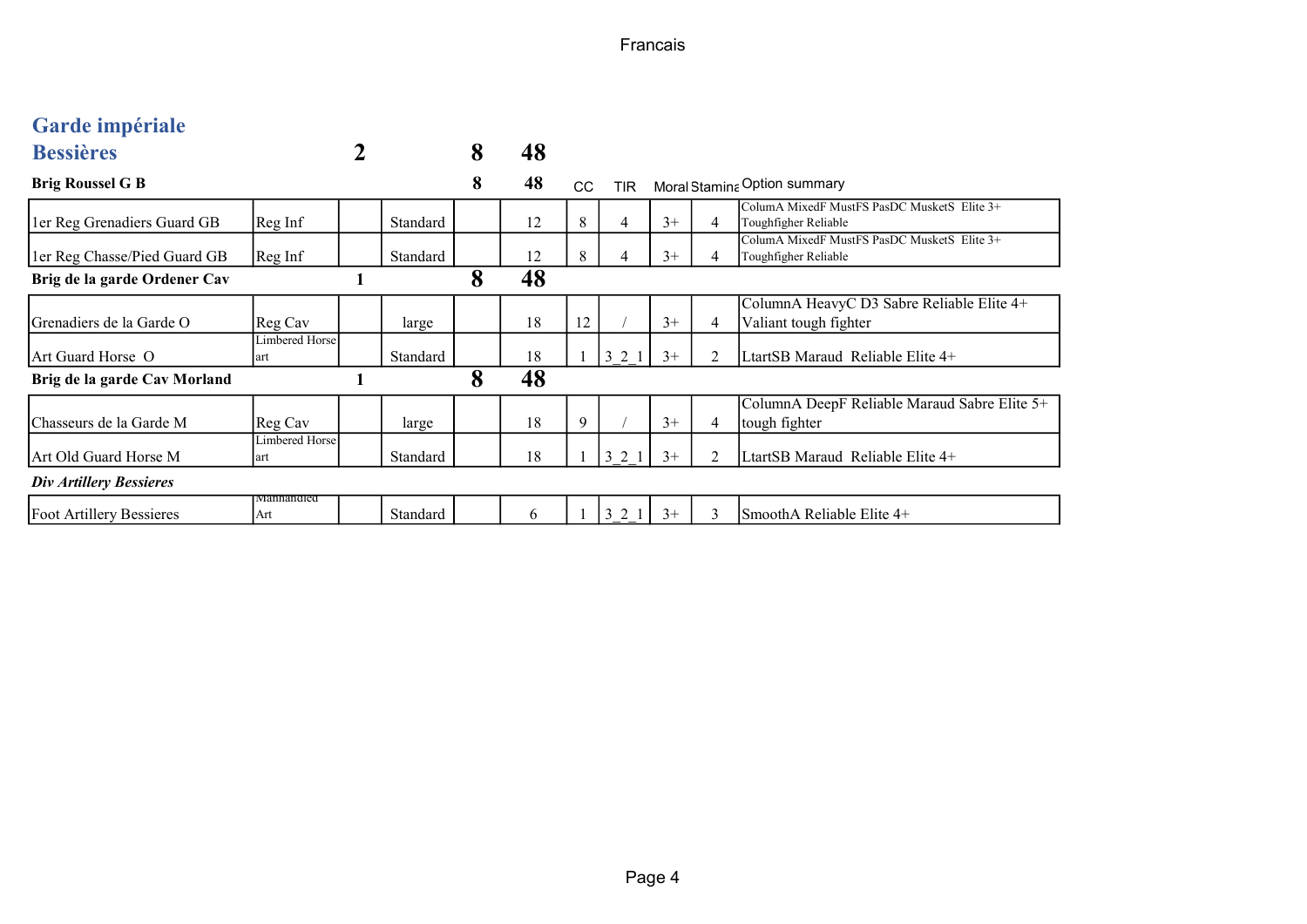## Garde impériale

## Bessières

| | | | | | | | | | | |
|---|---|---|---|---|---|---|---|---|---|---|
| **Bessières** | | **2** | | **8** | **48** | | | | | |
| **Brig Roussel G B** | | | | **8** | **48** | CC | TIR | Moral | Stamina | Option summary |
| 1er Reg Grenadiers Guard GB | Reg Inf | | Standard | | 12 | 8 | 4 | 3+ | 4 | ColumA MixedF MustFS PasDC MusketS Elite 3+ Toughfigher Reliable |
| 1er Reg Chasse/Pied Guard GB | Reg Inf | | Standard | | 12 | 8 | 4 | 3+ | 4 | ColumA MixedF MustFS PasDC MusketS Elite 3+ Toughfigher Reliable |
| **Brig de la garde Ordener Cav** | | **1** | | **8** | **48** | | | | | |
| Grenadiers de la Garde O | Reg Cav | | large | | 18 | 12 | / | 3+ | 4 | ColumnA HeavyC D3 Sabre Reliable Elite 4+ Valiant tough fighter |
| Art Guard Horse O | Limbered Horse art | | Standard | | 18 | 1 | 3_2_1 | 3+ | 2 | LtartSB Maraud Reliable Elite 4+ |
| **Brig de la garde Cav Morland** | | **1** | | **8** | **48** | | | | | |
| Chasseurs de la Garde M | Reg Cav | | large | | 18 | 9 | / | 3+ | 4 | ColumnA DeepF Reliable Maraud Sabre Elite 5+ tough fighter |
| Art Old Guard Horse M | Limbered Horse art | | Standard | | 18 | 1 | 3_2_1 | 3+ | 2 | LtartSB Maraud Reliable Elite 4+ |
| ***Div Artillery Bessieres*** | | | | | | | | | | |
| Foot Artillery Bessieres | Manhandled Art | | Standard | | 6 | 1 | 3_2_1 | 3+ | 3 | SmoothA Reliable Elite 4+ |